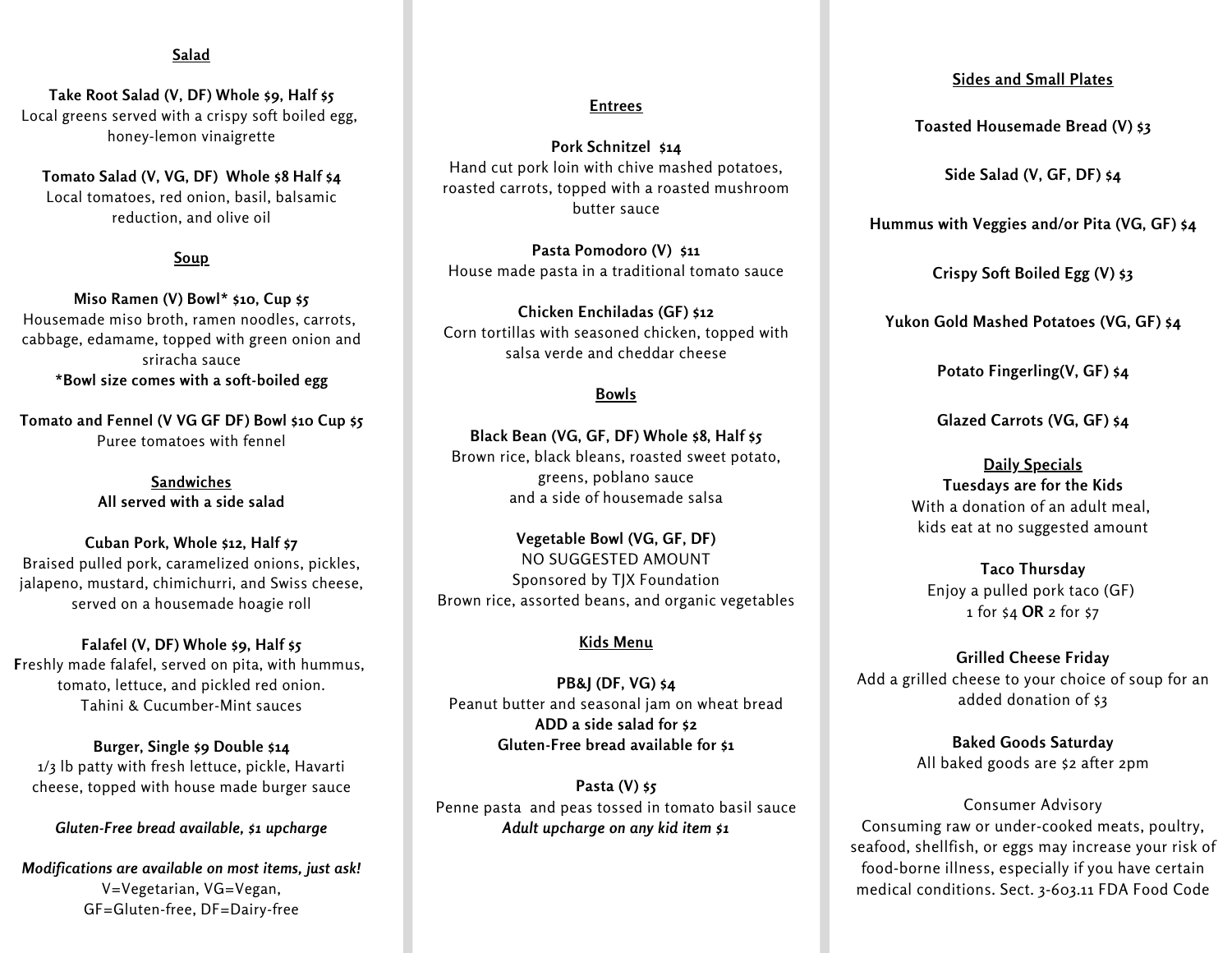## Salad

**Take Root Salad (V, DF) Whole $9, Half $5**
Local greens served with a crispy soft boiled egg, honey-lemon vinaigrette

**Tomato Salad (V, VG, DF) Whole $8 Half $4**
Local tomatoes, red onion, basil, balsamic reduction, and olive oil

## Soup

**Miso Ramen (V) Bowl* $10, Cup $5**
Housemade miso broth, ramen noodles, carrots, cabbage, edamame, topped with green onion and sriracha sauce
**\*Bowl size comes with a soft-boiled egg**

**Tomato and Fennel (V VG GF DF) Bowl $10 Cup $5**
Puree tomatoes with fennel

## Sandwiches

**All served with a side salad**

**Cuban Pork, Whole $12, Half $7**
Braised pulled pork, caramelized onions, pickles, jalapeno, mustard, chimichurri, and Swiss cheese, served on a housemade hoagie roll

**Falafel (V, DF) Whole $9, Half $5**
Freshly made falafel, served on pita, with hummus, tomato, lettuce, and pickled red onion.
Tahini & Cucumber-Mint sauces

**Burger, Single $9 Double $14**
1/3 lb patty with fresh lettuce, pickle, Havarti cheese, topped with house made burger sauce

***Gluten-Free bread available, $1 upcharge***

***Modifications are available on most items, just ask!***
V=Vegetarian, VG=Vegan,
GF=Gluten-free, DF=Dairy-free

## Entrees

**Pork Schnitzel $14**
Hand cut pork loin with chive mashed potatoes, roasted carrots, topped with a roasted mushroom butter sauce

**Pasta Pomodoro (V) $11**
House made pasta in a traditional tomato sauce

**Chicken Enchiladas (GF) $12**
Corn tortillas with seasoned chicken, topped with salsa verde and cheddar cheese

## Bowls

**Black Bean (VG, GF, DF) Whole $8, Half $5**
Brown rice, black bleans, roasted sweet potato, greens, poblano sauce
and a side of housemade salsa

**Vegetable Bowl (VG, GF, DF)**
NO SUGGESTED AMOUNT
Sponsored by TJX Foundation
Brown rice, assorted beans, and organic vegetables

## Kids Menu

**PB&J (DF, VG) $4**
Peanut butter and seasonal jam on wheat bread
**ADD a side salad for $2**
**Gluten-Free bread available for $1**

**Pasta (V) $5**
Penne pasta and peas tossed in tomato basil sauce
***Adult upcharge on any kid item $1***

## Sides and Small Plates

**Toasted Housemade Bread (V) $3**

**Side Salad (V, GF, DF) $4**

**Hummus with Veggies and/or Pita (VG, GF) $4**

**Crispy Soft Boiled Egg (V) $3**

**Yukon Gold Mashed Potatoes (VG, GF) $4**

**Potato Fingerling(V, GF) $4**

**Glazed Carrots (VG, GF) $4**

## Daily Specials

**Tuesdays are for the Kids**
With a donation of an adult meal,
kids eat at no suggested amount

**Taco Thursday**
Enjoy a pulled pork taco (GF)
1 for $4 **OR** 2 for $7

**Grilled Cheese Friday**
Add a grilled cheese to your choice of soup for an added donation of $3

**Baked Goods Saturday**
All baked goods are $2 after 2pm

Consumer Advisory
Consuming raw or under-cooked meats, poultry, seafood, shellfish, or eggs may increase your risk of food-borne illness, especially if you have certain medical conditions. Sect. 3-603.11 FDA Food Code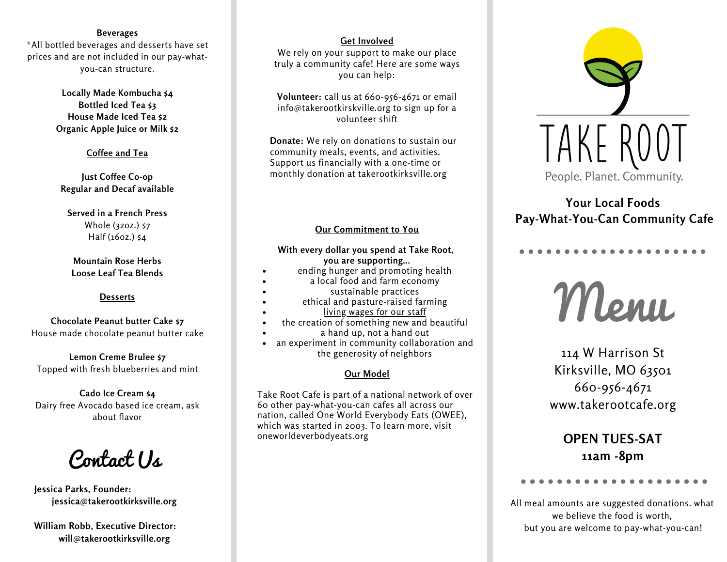## Beverages

*All bottled beverages and desserts have set prices and are not included in our pay-what-you-can structure.

**Locally Made Kombucha $4**
**Bottled Iced Tea $3**
**House Made Iced Tea $2**
**Organic Apple Juice or Milk $2**

## Coffee and Tea

**Just Coffee Co-op**
**Regular and Decaf available**

**Served in a French Press**
Whole (32oz.) $7
Half (16oz.) $4

**Mountain Rose Herbs**
**Loose Leaf Tea Blends**

## Desserts

**Chocolate Peanut butter Cake $7**
House made chocolate peanut butter cake

**Lemon Creme Brulee $7**
Topped with fresh blueberries and mint

**Cado Ice Cream $4**
Dairy free Avocado based ice cream, ask about flavor

# Contact Us

**Jessica Parks, Founder:**
**jessica@takerootkirksville.org**

**William Robb, Executive Director:**
**will@takerootkirksville.org**

## Get Involved

We rely on your support to make our place truly a community cafe! Here are some ways you can help:

**Volunteer:** call us at 660-956-4671 or email info@takerootkirsville.org to sign up for a volunteer shift

**Donate:** We rely on donations to sustain our community meals, events, and activities. Support us financially with a one-time or monthly donation at takerootkirksville.org

## Our Commitment to You

**With every dollar you spend at Take Root, you are supporting...**

- ending hunger and promoting health
- a local food and farm economy
- sustainable practices
- ethical and pasture-raised farming
- living wages for our staff
- the creation of something new and beautiful
- a hand up, not a hand out
- an experiment in community collaboration and the generosity of neighbors

## Our Model

Take Root Cafe is part of a national network of over 60 other pay-what-you-can cafes all across our nation, called One World Everybody Eats (OWEE), which was started in 2003. To learn more, visit oneworldeverbodyeats.org

# TAKE ROOT

People. Planet. Community.

**Your Local Foods**
**Pay-What-You-Can Community Cafe**

# Menu

114 W Harrison St
Kirksville, MO 63501
660-956-4671
www.takerootcafe.org

**OPEN TUES-SAT**
**11am -8pm**

All meal amounts are suggested donations. what we believe the food is worth, but you are welcome to pay-what-you-can!